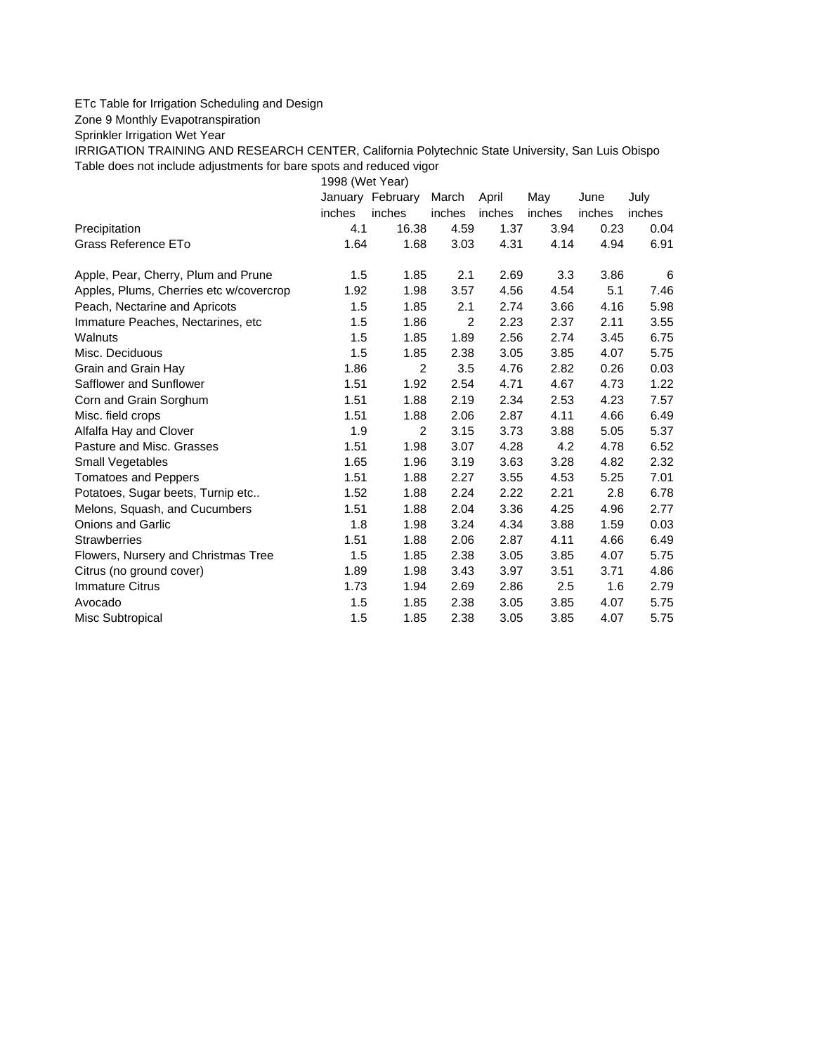ETc Table for Irrigation Scheduling and Design

Zone 9 Monthly Evapotranspiration

Sprinkler Irrigation Wet Year

IRRIGATION TRAINING AND RESEARCH CENTER, California Polytechnic State University, San Luis Obispo

Table does not include adjustments for bare spots and reduced vigor

| | 1998 (Wet Year) | | | | | | |
|---|---|---|---|---|---|---|---|
| | January | February | March | April | May | June | July |
| | inches | inches | inches | inches | inches | inches | inches |
| Precipitation | 4.1 | 16.38 | 4.59 | 1.37 | 3.94 | 0.23 | 0.04 |
| Grass Reference ETo | 1.64 | 1.68 | 3.03 | 4.31 | 4.14 | 4.94 | 6.91 |
| | | | | | | | |
| Apple, Pear, Cherry, Plum and Prune | 1.5 | 1.85 | 2.1 | 2.69 | 3.3 | 3.86 | 6 |
| Apples, Plums, Cherries etc w/covercrop | 1.92 | 1.98 | 3.57 | 4.56 | 4.54 | 5.1 | 7.46 |
| Peach, Nectarine and Apricots | 1.5 | 1.85 | 2.1 | 2.74 | 3.66 | 4.16 | 5.98 |
| Immature Peaches, Nectarines, etc | 1.5 | 1.86 | 2 | 2.23 | 2.37 | 2.11 | 3.55 |
| Walnuts | 1.5 | 1.85 | 1.89 | 2.56 | 2.74 | 3.45 | 6.75 |
| Misc. Deciduous | 1.5 | 1.85 | 2.38 | 3.05 | 3.85 | 4.07 | 5.75 |
| Grain and Grain Hay | 1.86 | 2 | 3.5 | 4.76 | 2.82 | 0.26 | 0.03 |
| Safflower and Sunflower | 1.51 | 1.92 | 2.54 | 4.71 | 4.67 | 4.73 | 1.22 |
| Corn and Grain Sorghum | 1.51 | 1.88 | 2.19 | 2.34 | 2.53 | 4.23 | 7.57 |
| Misc. field crops | 1.51 | 1.88 | 2.06 | 2.87 | 4.11 | 4.66 | 6.49 |
| Alfalfa Hay and Clover | 1.9 | 2 | 3.15 | 3.73 | 3.88 | 5.05 | 5.37 |
| Pasture and Misc. Grasses | 1.51 | 1.98 | 3.07 | 4.28 | 4.2 | 4.78 | 6.52 |
| Small Vegetables | 1.65 | 1.96 | 3.19 | 3.63 | 3.28 | 4.82 | 2.32 |
| Tomatoes and Peppers | 1.51 | 1.88 | 2.27 | 3.55 | 4.53 | 5.25 | 7.01 |
| Potatoes, Sugar beets, Turnip etc.. | 1.52 | 1.88 | 2.24 | 2.22 | 2.21 | 2.8 | 6.78 |
| Melons, Squash, and Cucumbers | 1.51 | 1.88 | 2.04 | 3.36 | 4.25 | 4.96 | 2.77 |
| Onions and Garlic | 1.8 | 1.98 | 3.24 | 4.34 | 3.88 | 1.59 | 0.03 |
| Strawberries | 1.51 | 1.88 | 2.06 | 2.87 | 4.11 | 4.66 | 6.49 |
| Flowers, Nursery and Christmas Tree | 1.5 | 1.85 | 2.38 | 3.05 | 3.85 | 4.07 | 5.75 |
| Citrus (no ground cover) | 1.89 | 1.98 | 3.43 | 3.97 | 3.51 | 3.71 | 4.86 |
| Immature Citrus | 1.73 | 1.94 | 2.69 | 2.86 | 2.5 | 1.6 | 2.79 |
| Avocado | 1.5 | 1.85 | 2.38 | 3.05 | 3.85 | 4.07 | 5.75 |
| Misc Subtropical | 1.5 | 1.85 | 2.38 | 3.05 | 3.85 | 4.07 | 5.75 |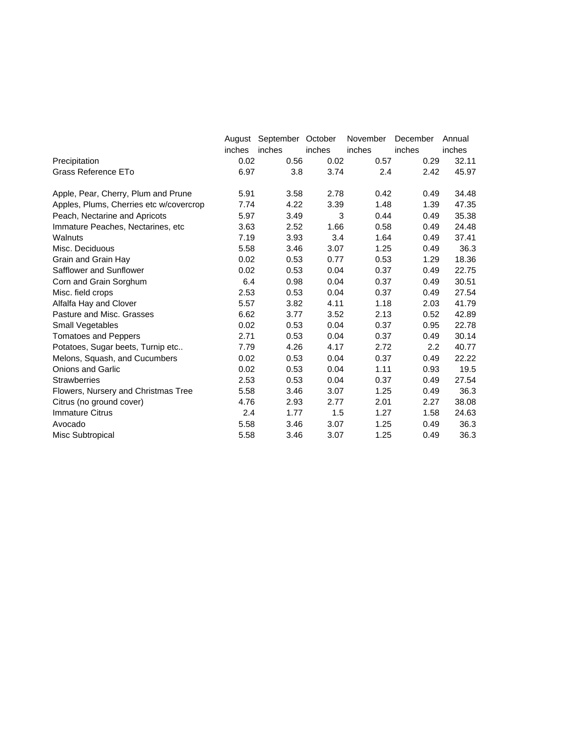| | August inches | September inches | October inches | November inches | December inches | Annual inches |
|---|---|---|---|---|---|---|
| Precipitation | 0.02 | 0.56 | 0.02 | 0.57 | 0.29 | 32.11 |
| Grass Reference ETo | 6.97 | 3.8 | 3.74 | 2.4 | 2.42 | 45.97 |
| | | | | | | |
| Apple, Pear, Cherry, Plum and Prune | 5.91 | 3.58 | 2.78 | 0.42 | 0.49 | 34.48 |
| Apples, Plums, Cherries etc w/covercrop | 7.74 | 4.22 | 3.39 | 1.48 | 1.39 | 47.35 |
| Peach, Nectarine and Apricots | 5.97 | 3.49 | 3 | 0.44 | 0.49 | 35.38 |
| Immature Peaches, Nectarines, etc | 3.63 | 2.52 | 1.66 | 0.58 | 0.49 | 24.48 |
| Walnuts | 7.19 | 3.93 | 3.4 | 1.64 | 0.49 | 37.41 |
| Misc. Deciduous | 5.58 | 3.46 | 3.07 | 1.25 | 0.49 | 36.3 |
| Grain and Grain Hay | 0.02 | 0.53 | 0.77 | 0.53 | 1.29 | 18.36 |
| Safflower and Sunflower | 0.02 | 0.53 | 0.04 | 0.37 | 0.49 | 22.75 |
| Corn and Grain Sorghum | 6.4 | 0.98 | 0.04 | 0.37 | 0.49 | 30.51 |
| Misc. field crops | 2.53 | 0.53 | 0.04 | 0.37 | 0.49 | 27.54 |
| Alfalfa Hay and Clover | 5.57 | 3.82 | 4.11 | 1.18 | 2.03 | 41.79 |
| Pasture and Misc. Grasses | 6.62 | 3.77 | 3.52 | 2.13 | 0.52 | 42.89 |
| Small Vegetables | 0.02 | 0.53 | 0.04 | 0.37 | 0.95 | 22.78 |
| Tomatoes and Peppers | 2.71 | 0.53 | 0.04 | 0.37 | 0.49 | 30.14 |
| Potatoes, Sugar beets, Turnip etc.. | 7.79 | 4.26 | 4.17 | 2.72 | 2.2 | 40.77 |
| Melons, Squash, and Cucumbers | 0.02 | 0.53 | 0.04 | 0.37 | 0.49 | 22.22 |
| Onions and Garlic | 0.02 | 0.53 | 0.04 | 1.11 | 0.93 | 19.5 |
| Strawberries | 2.53 | 0.53 | 0.04 | 0.37 | 0.49 | 27.54 |
| Flowers, Nursery and Christmas Tree | 5.58 | 3.46 | 3.07 | 1.25 | 0.49 | 36.3 |
| Citrus (no ground cover) | 4.76 | 2.93 | 2.77 | 2.01 | 2.27 | 38.08 |
| Immature Citrus | 2.4 | 1.77 | 1.5 | 1.27 | 1.58 | 24.63 |
| Avocado | 5.58 | 3.46 | 3.07 | 1.25 | 0.49 | 36.3 |
| Misc Subtropical | 5.58 | 3.46 | 3.07 | 1.25 | 0.49 | 36.3 |